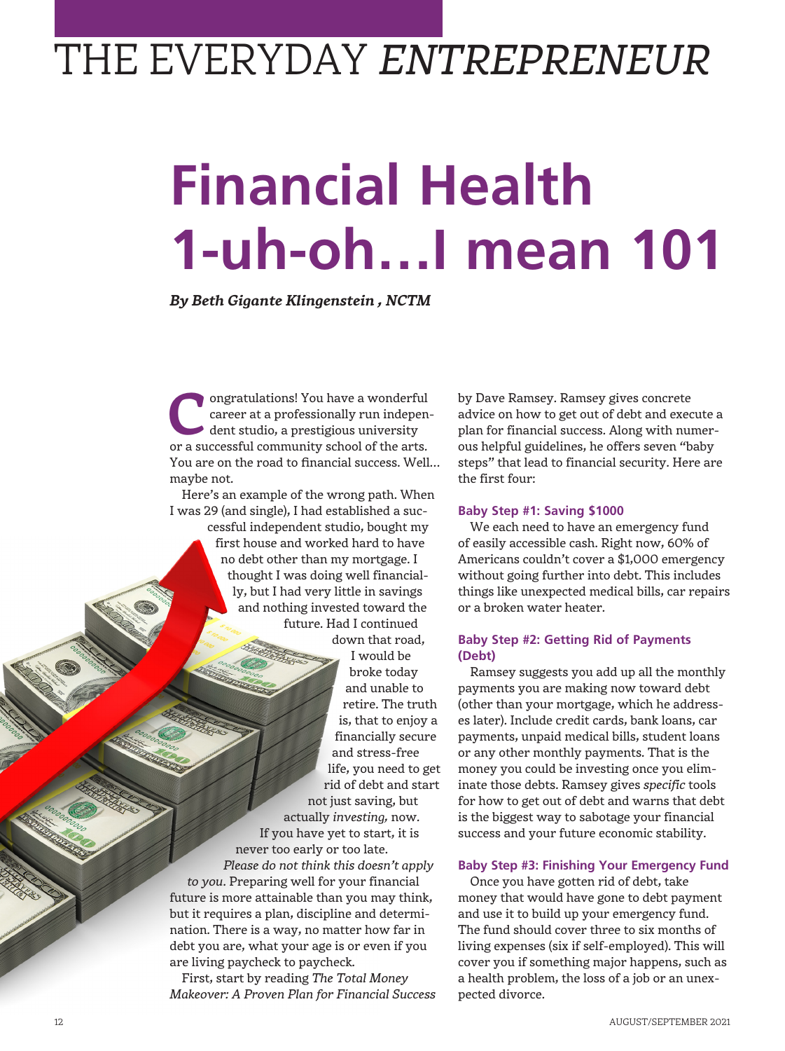THE EVERYDAY *ENTREPRENEUR*

# Financial Health 1-uh-oh…I mean 101

***By Beth Gigante Klingenstein , NCTM***

Congratulations! You have a wonderful career at a professionally run independent studio, a prestigious university or a successful community school of the arts. You are on the road to financial success. Well… maybe not.

Here's an example of the wrong path. When I was 29 (and single), I had established a successful independent studio, bought my first house and worked hard to have no debt other than my mortgage. I thought I was doing well financially, but I had very little in savings and nothing invested toward the future. Had I continued down that road, I would be broke today and unable to retire. The truth is, that to enjoy a financially secure and stress-free life, you need to get rid of debt and start not just saving, but actually *investing,* now. If you have yet to start, it is never too early or too late.

*Please do not think this doesn't apply to you*. Preparing well for your financial future is more attainable than you may think, but it requires a plan, discipline and determination. There is a way, no matter how far in debt you are, what your age is or even if you are living paycheck to paycheck.

First, start by reading *The Total Money Makeover: A Proven Plan for Financial Success* by Dave Ramsey. Ramsey gives concrete advice on how to get out of debt and execute a plan for financial success. Along with numerous helpful guidelines, he offers seven "baby steps" that lead to financial security. Here are the first four:

### Baby Step #1: Saving $1000

We each need to have an emergency fund of easily accessible cash. Right now, 60% of Americans couldn't cover a $1,000 emergency without going further into debt. This includes things like unexpected medical bills, car repairs or a broken water heater.

### Baby Step #2: Getting Rid of Payments (Debt)

Ramsey suggests you add up all the monthly payments you are making now toward debt (other than your mortgage, which he addresses later). Include credit cards, bank loans, car payments, unpaid medical bills, student loans or any other monthly payments. That is the money you could be investing once you eliminate those debts. Ramsey gives *specific* tools for how to get out of debt and warns that debt is the biggest way to sabotage your financial success and your future economic stability.

### Baby Step #3: Finishing Your Emergency Fund

Once you have gotten rid of debt, take money that would have gone to debt payment and use it to build up your emergency fund. The fund should cover three to six months of living expenses (six if self-employed). This will cover you if something major happens, such as a health problem, the loss of a job or an unexpected divorce.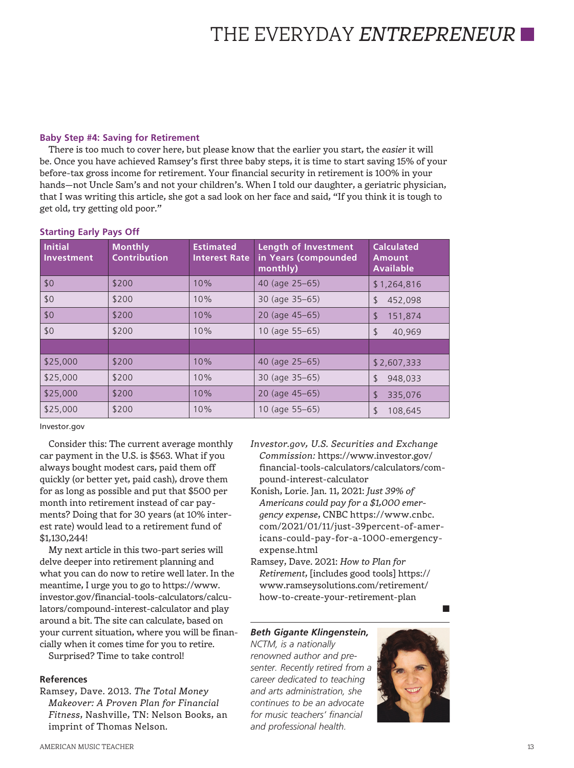### Baby Step #4: Saving for Retirement

There is too much to cover here, but please know that the earlier you start, the *easier* it will be. Once you have achieved Ramsey's first three baby steps, it is time to start saving 15% of your before-tax gross income for retirement. Your financial security in retirement is 100% in your hands—not Uncle Sam's and not your children's. When I told our daughter, a geriatric physician, that I was writing this article, she got a sad look on her face and said, "If you think it is tough to get old, try getting old poor."

**Starting Early Pays Off**

| Initial Investment | Monthly Contribution | Estimated Interest Rate | Length of Investment in Years (compounded monthly) | Calculated Amount Available |
|---|---|---|---|---|
| $0 | $200 | 10% | 40 (age 25–65) | $ 1,264,816 |
| $0 | $200 | 10% | 30 (age 35–65) | $ 452,098 |
| $0 | $200 | 10% | 20 (age 45–65) | $ 151,874 |
| $0 | $200 | 10% | 10 (age 55–65) | $ 40,969 |
| | | | | |
| $25,000 | $200 | 10% | 40 (age 25–65) | $ 2,607,333 |
| $25,000 | $200 | 10% | 30 (age 35–65) | $ 948,033 |
| $25,000 | $200 | 10% | 20 (age 45–65) | $ 335,076 |
| $25,000 | $200 | 10% | 10 (age 55–65) | $ 108,645 |

Investor.gov

Consider this: The current average monthly car payment in the U.S. is $563. What if you always bought modest cars, paid them off quickly (or better yet, paid cash), drove them for as long as possible and put that $500 per month into retirement instead of car payments? Doing that for 30 years (at 10% interest rate) would lead to a retirement fund of $1,130,244!

My next article in this two-part series will delve deeper into retirement planning and what you can do now to retire well later. In the meantime, I urge you to go to https://www.investor.gov/financial-tools-calculators/calculators/compound-interest-calculator and play around a bit. The site can calculate, based on your current situation, where you will be financially when it comes time for you to retire.

Surprised? Time to take control!

### References

Ramsey, Dave. 2013. *The Total Money Makeover: A Proven Plan for Financial Fitness*, Nashville, TN: Nelson Books, an imprint of Thomas Nelson.

*Investor.gov, U.S. Securities and Exchange Commission:* https://www.investor.gov/financial-tools-calculators/calculators/compound-interest-calculator

Konish, Lorie. Jan. 11, 2021: *Just 39% of Americans could pay for a $1,000 emergency expense*, CNBC https://www.cnbc.com/2021/01/11/just-39percent-of-americans-could-pay-for-a-1000-emergency-expense.html

Ramsey, Dave. 2021: *How to Plan for Retirement*, [includes good tools] https://www.ramseysolutions.com/retirement/how-to-create-your-retirement-plan

***Beth Gigante Klingenstein,*** *NCTM, is a nationally renowned author and presenter. Recently retired from a career dedicated to teaching and arts administration, she continues to be an advocate for music teachers' financial and professional health.*